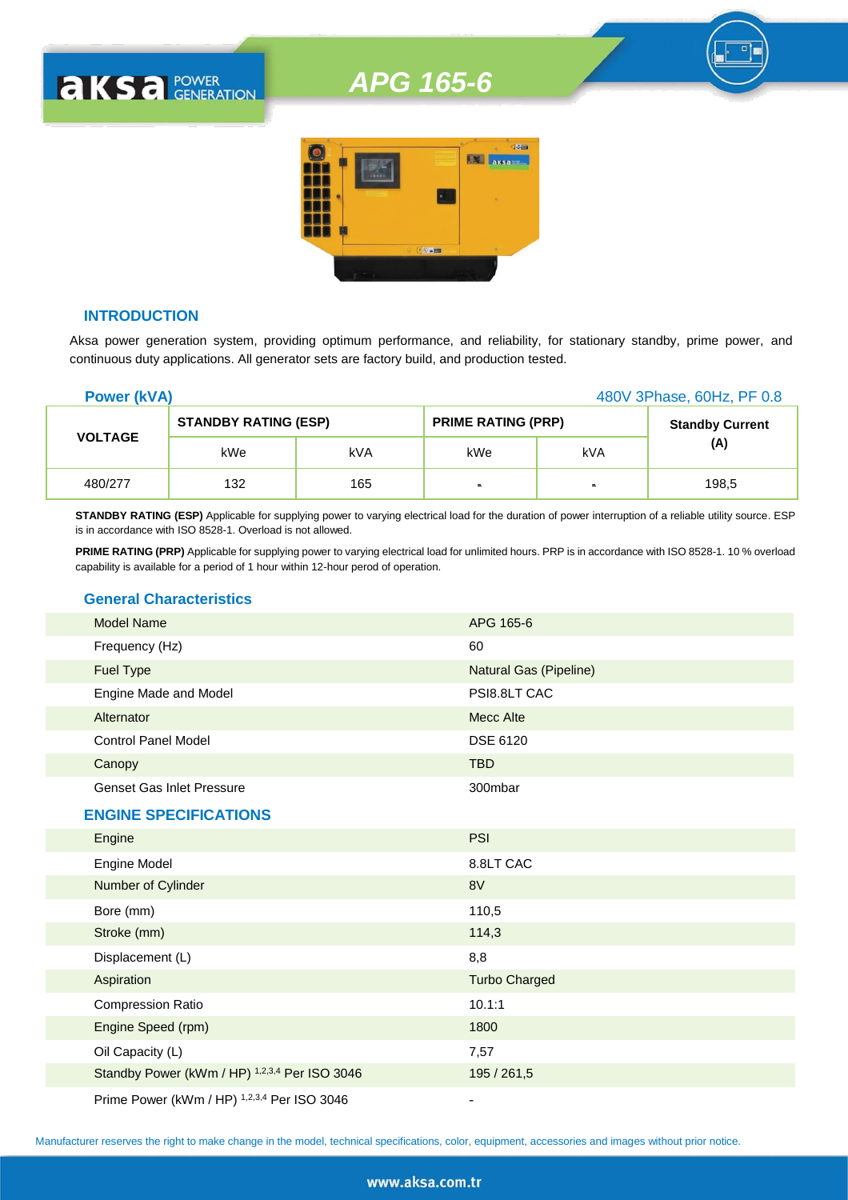# APG 165-6

## INTRODUCTION

Aksa power generation system, providing optimum performance, and reliability, for stationary standby, prime power, and continuous duty applications. All generator sets are factory build, and production tested.

**Power (kVA)** 480V 3Phase, 60Hz, PF 0.8

| VOLTAGE | STANDBY RATING (ESP) | | PRIME RATING (PRP) | | Standby Current (A) |
|---|---|---|---|---|---|
| | kWe | kVA | kWe | kVA | |
| 480/277 | 132 | 165 | - | - | 198,5 |

**STANDBY RATING (ESP)** Applicable for supplying power to varying electrical load for the duration of power interruption of a reliable utility source. ESP is in accordance with ISO 8528-1. Overload is not allowed.

**PRIME RATING (PRP)** Applicable for supplying power to varying electrical load for unlimited hours. PRP is in accordance with ISO 8528-1. 10 % overload capability is available for a period of 1 hour within 12-hour perod of operation.

## General Characteristics

| | |
|---|---|
| Model Name | APG 165-6 |
| Frequency (Hz) | 60 |
| Fuel Type | Natural Gas (Pipeline) |
| Engine Made and Model | PSI8.8LT CAC |
| Alternator | Mecc Alte |
| Control Panel Model | DSE 6120 |
| Canopy | TBD |
| Genset Gas Inlet Pressure | 300mbar |

## ENGINE SPECIFICATIONS

| | |
|---|---|
| Engine | PSI |
| Engine Model | 8.8LT CAC |
| Number of Cylinder | 8V |
| Bore (mm) | 110,5 |
| Stroke (mm) | 114,3 |
| Displacement (L) | 8,8 |
| Aspiration | Turbo Charged |
| Compression Ratio | 10.1:1 |
| Engine Speed (rpm) | 1800 |
| Oil Capacity (L) | 7,57 |
| Standby Power (kWm / HP) [1,2,3,4] Per ISO 3046 | 195 / 261,5 |
| Prime Power (kWm / HP) [1,2,3,4] Per ISO 3046 | - |

Manufacturer reserves the right to make change in the model, technical specifications, color, equipment, accessories and images without prior notice.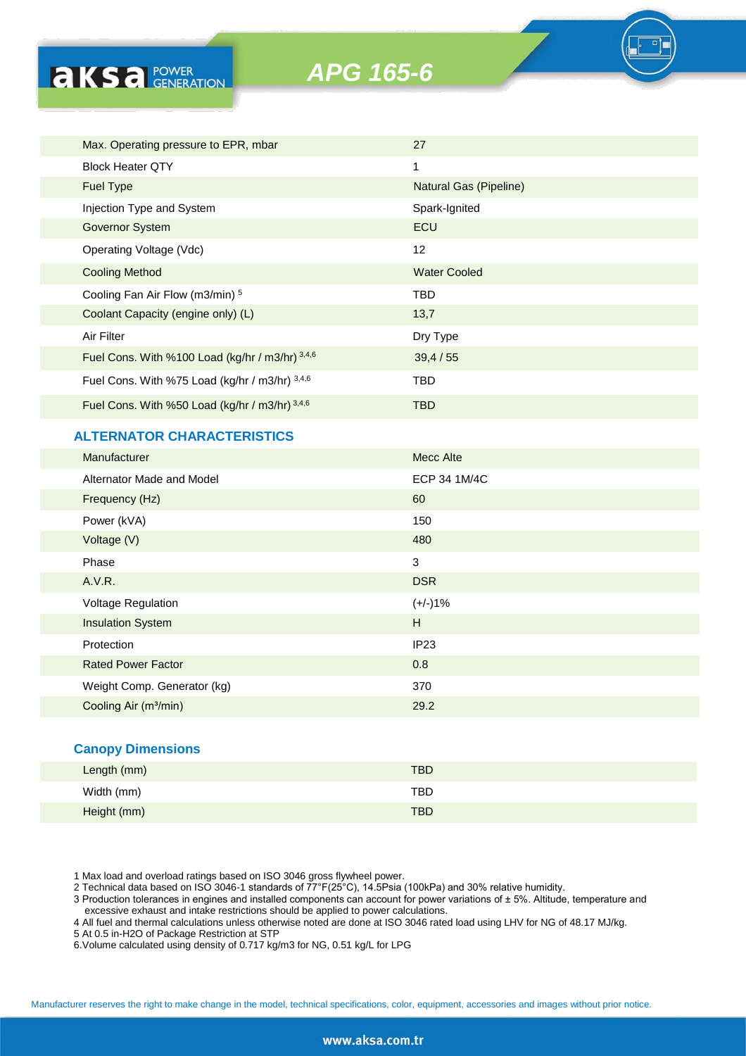# APG 165-6

| | |
|---|---|
| Max. Operating pressure to EPR, mbar | 27 |
| Block Heater QTY | 1 |
| Fuel Type | Natural Gas (Pipeline) |
| Injection Type and System | Spark-Ignited |
| Governor System | ECU |
| Operating Voltage (Vdc) | 12 |
| Cooling Method | Water Cooled |
| Cooling Fan Air Flow (m3/min) [5] | TBD |
| Coolant Capacity (engine only) (L) | 13,7 |
| Air Filter | Dry Type |
| Fuel Cons. With %100 Load (kg/hr / m3/hr) [3,4,6] | 39,4 / 55 |
| Fuel Cons. With %75 Load (kg/hr / m3/hr) [3,4,6] | TBD |
| Fuel Cons. With %50 Load (kg/hr / m3/hr) [3,4,6] | TBD |

## ALTERNATOR CHARACTERISTICS

| | |
|---|---|
| Manufacturer | Mecc Alte |
| Alternator Made and Model | ECP 34 1M/4C |
| Frequency (Hz) | 60 |
| Power (kVA) | 150 |
| Voltage (V) | 480 |
| Phase | 3 |
| A.V.R. | DSR |
| Voltage Regulation | (+/-)1% |
| Insulation System | H |
| Protection | IP23 |
| Rated Power Factor | 0.8 |
| Weight Comp. Generator (kg) | 370 |
| Cooling Air (m³/min) | 29.2 |

## Canopy Dimensions

| | |
|---|---|
| Length (mm) | TBD |
| Width (mm) | TBD |
| Height (mm) | TBD |

1 Max load and overload ratings based on ISO 3046 gross flywheel power.
2 Technical data based on ISO 3046-1 standards of 77°F(25°C), 14.5Psia (100kPa) and 30% relative humidity.
3 Production tolerances in engines and installed components can account for power variations of ± 5%. Altitude, temperature and excessive exhaust and intake restrictions should be applied to power calculations.
4 All fuel and thermal calculations unless otherwise noted are done at ISO 3046 rated load using LHV for NG of 48.17 MJ/kg.
5 At 0.5 in-H2O of Package Restriction at STP
6.Volume calculated using density of 0.717 kg/m3 for NG, 0.51 kg/L for LPG

Manufacturer reserves the right to make change in the model, technical specifications, color, equipment, accessories and images without prior notice.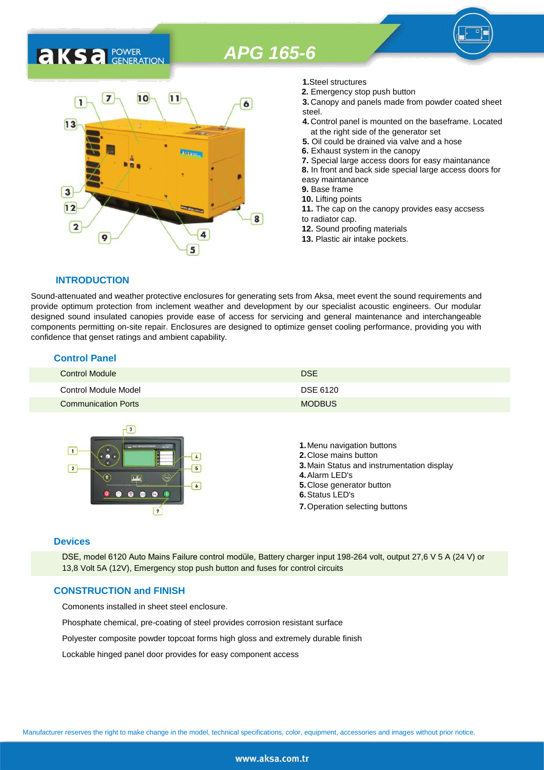# APG 165-6

1. Steel structures
2. Emergency stop push button
3. Canopy and panels made from powder coated sheet steel.
4. Control panel is mounted on the baseframe. Located at the right side of the generator set
5. Oil could be drained via valve and a hose
6. Exhaust system in the canopy
7. Special large access doors for easy maintanance
8. In front and back side special large access doors for easy maintanance
9. Base frame
10. Lifting points
11. The cap on the canopy provides easy accsess to radiator cap.
12. Sound proofing materials
13. Plastic air intake pockets.

## INTRODUCTION

Sound-attenuated and weather protective enclosures for generating sets from Aksa, meet event the sound requirements and provide optimum protection from inclement weather and development by our specialist acoustic engineers. Our modular designed sound insulated canopies provide ease of access for servicing and general maintenance and interchangeable components permitting on-site repair. Enclosures are designed to optimize genset cooling performance, providing you with confidence that genset ratings and ambient capability.

## Control Panel

| | |
|---|---|
| Control Module | DSE |
| Control Module Model | DSE 6120 |
| Communication Ports | MODBUS |

1. Menu navigation buttons
2. Close mains button
3. Main Status and instrumentation display
4. Alarm LED's
5. Close generator button
6. Status LED's
7. Operation selecting buttons

## Devices

DSE, model 6120 Auto Mains Failure control modüle, Battery charger input 198-264 volt, output 27,6 V 5 A (24 V) or 13,8 Volt 5A (12V), Emergency stop push button and fuses for control circuits

## CONSTRUCTION and FINISH

Comonents installed in sheet steel enclosure.

Phosphate chemical, pre-coating of steel provides corrosion resistant surface

Polyester composite powder topcoat forms high gloss and extremely durable finish

Lockable hinged panel door provides for easy component access

Manufacturer reserves the right to make change in the model, technical specifications, color, equipment, accessories and images without prior notice.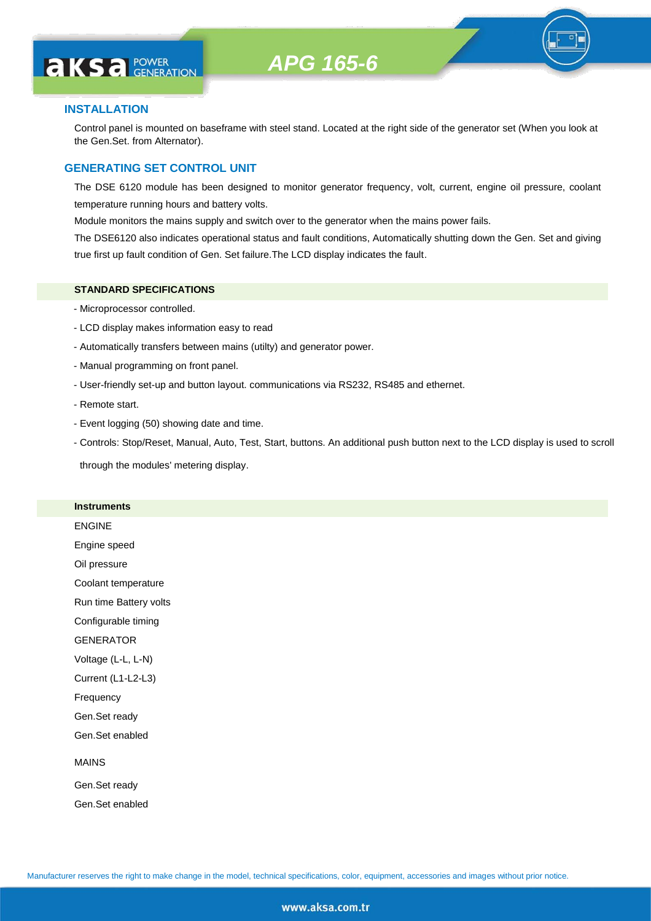# APG 165-6

## INSTALLATION

Control panel is mounted on baseframe with steel stand. Located at the right side of the generator set (When you look at the Gen.Set. from Alternator).

## GENERATING SET CONTROL UNIT

The DSE 6120 module has been designed to monitor generator frequency, volt, current, engine oil pressure, coolant temperature running hours and battery volts.

Module monitors the mains supply and switch over to the generator when the mains power fails.

The DSE6120 also indicates operational status and fault conditions, Automatically shutting down the Gen. Set and giving true first up fault condition of Gen. Set failure.The LCD display indicates the fault.

### STANDARD SPECIFICATIONS

- Microprocessor controlled.
- LCD display makes information easy to read
- Automatically transfers between mains (utilty) and generator power.
- Manual programming on front panel.
- User-friendly set-up and button layout. communications via RS232, RS485 and ethernet.
- Remote start.
- Event logging (50) showing date and time.
- Controls: Stop/Reset, Manual, Auto, Test, Start, buttons. An additional push button next to the LCD display is used to scroll through the modules' metering display.

### Instruments

ENGINE

Engine speed

Oil pressure

Coolant temperature

Run time Battery volts

Configurable timing

GENERATOR

Voltage (L-L, L-N)

Current (L1-L2-L3)

Frequency

Gen.Set ready

Gen.Set enabled

MAINS

Gen.Set ready

Gen.Set enabled

Manufacturer reserves the right to make change in the model, technical specifications, color, equipment, accessories and images without prior notice.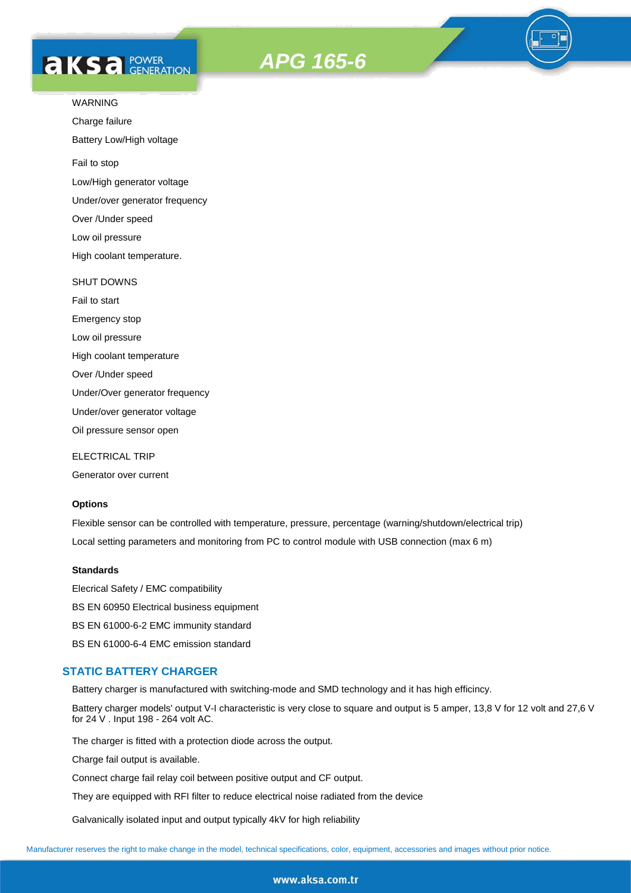WARNING

Charge failure

Battery Low/High voltage

Fail to stop

Low/High generator voltage

Under/over generator frequency

Over /Under speed

Low oil pressure

High coolant temperature.

SHUT DOWNS

Fail to start

Emergency stop

Low oil pressure

High coolant temperature

Over /Under speed

Under/Over generator frequency

Under/over generator voltage

Oil pressure sensor open

ELECTRICAL TRIP

Generator over current

**Options**

Flexible sensor can be controlled with temperature, pressure, percentage (warning/shutdown/electrical trip)

Local setting parameters and monitoring from PC to control module with USB connection (max 6 m)

**Standards**

Elecrical Safety / EMC compatibility

BS EN 60950 Electrical business equipment

BS EN 61000-6-2 EMC immunity standard

BS EN 61000-6-4 EMC emission standard

## STATIC BATTERY CHARGER

Battery charger is manufactured with switching-mode and SMD technology and it has high efficincy.

Battery charger models' output V-I characteristic is very close to square and output is 5 amper, 13,8 V for 12 volt and 27,6 V for 24 V . Input 198 - 264 volt AC.

The charger is fitted with a protection diode across the output.

Charge fail output is available.

Connect charge fail relay coil between positive output and CF output.

They are equipped with RFI filter to reduce electrical noise radiated from the device

Galvanically isolated input and output typically 4kV for high reliability

Manufacturer reserves the right to make change in the model, technical specifications, color, equipment, accessories and images without prior notice.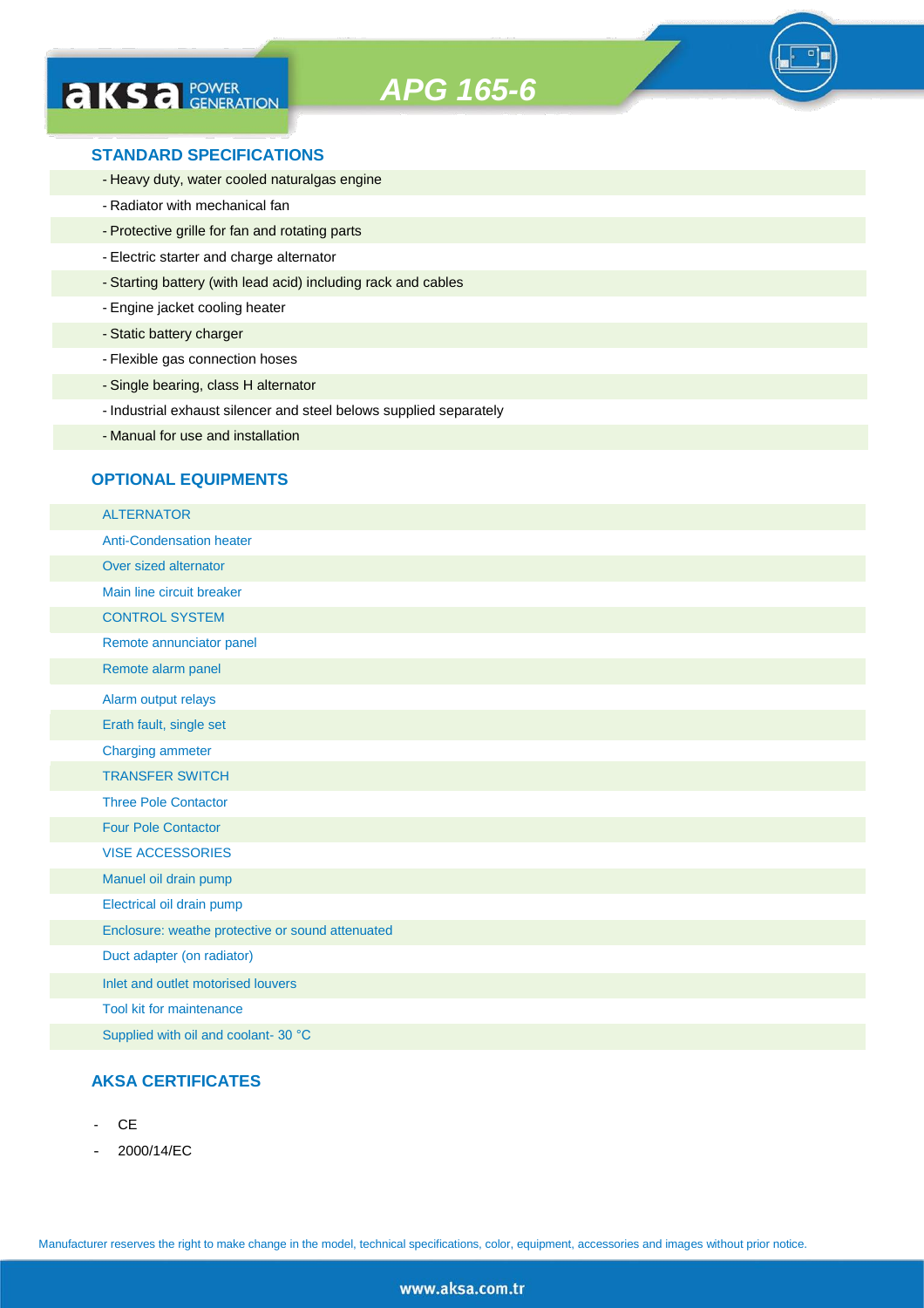# APG 165-6

## STANDARD SPECIFICATIONS

- Heavy duty, water cooled naturalgas engine
- Radiator with mechanical fan
- Protective grille for fan and rotating parts
- Electric starter and charge alternator
- Starting battery (with lead acid) including rack and cables
- Engine jacket cooling heater
- Static battery charger
- Flexible gas connection hoses
- Single bearing, class H alternator
- Industrial exhaust silencer and steel belows supplied separately
- Manual for use and installation

## OPTIONAL EQUIPMENTS

ALTERNATOR

Anti-Condensation heater

Over sized alternator

Main line circuit breaker

CONTROL SYSTEM

Remote annunciator panel

Remote alarm panel

Alarm output relays

Erath fault, single set

Charging ammeter

TRANSFER SWITCH

Three Pole Contactor

Four Pole Contactor

VISE ACCESSORIES

Manuel oil drain pump

Electrical oil drain pump

Enclosure: weathe protective or sound attenuated

Duct adapter (on radiator)

Inlet and outlet motorised louvers

Tool kit for maintenance

Supplied with oil and coolant- 30 °C

## AKSA CERTIFICATES

- CE
- 2000/14/EC

Manufacturer reserves the right to make change in the model, technical specifications, color, equipment, accessories and images without prior notice.

www.aksa.com.tr